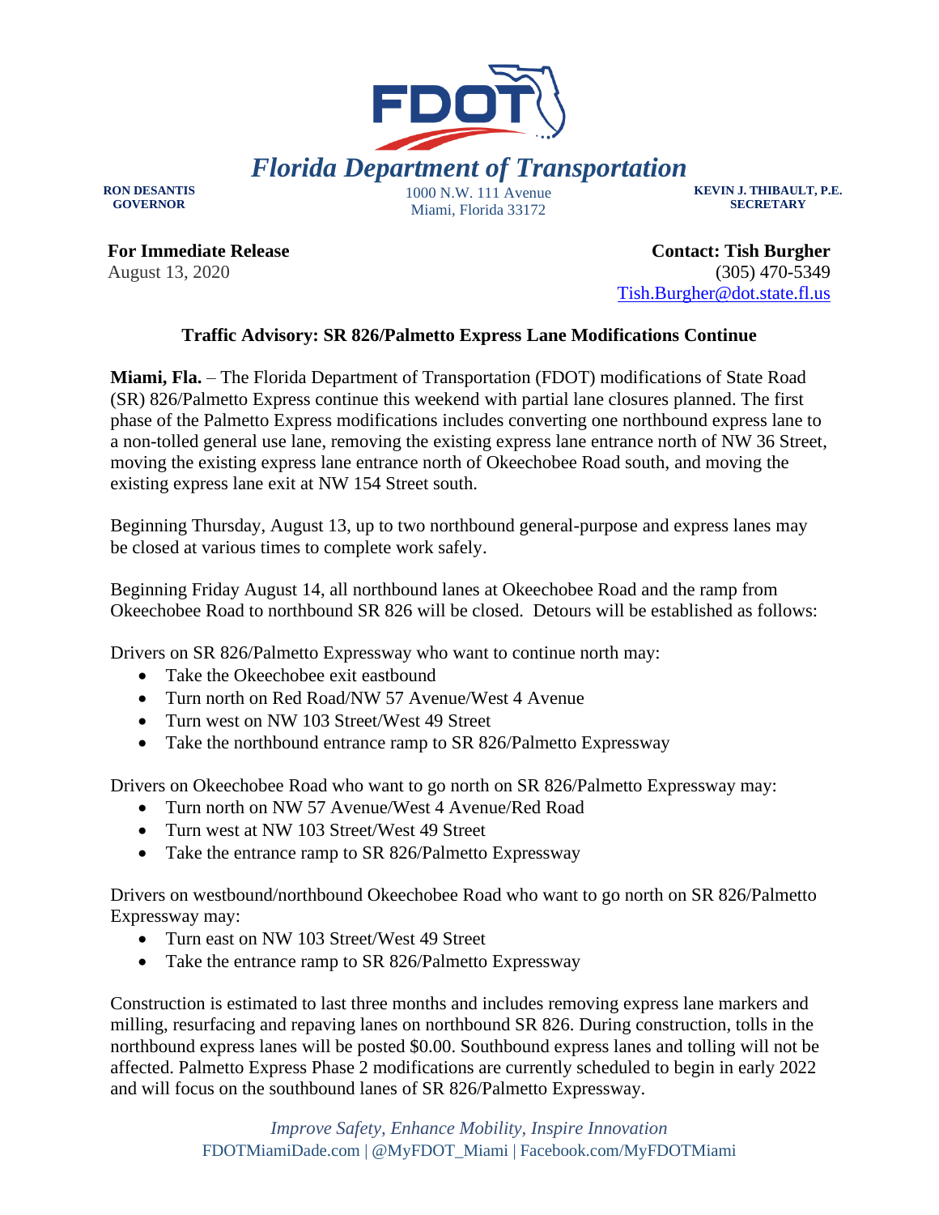# Florida Department of Transportation

**RON DESANTIS**
**GOVERNOR**

1000 N.W. 111 Avenue
Miami, Florida 33172

**KEVIN J. THIBAULT, P.E.**
**SECRETARY**

**For Immediate Release**
August 13, 2020

**Contact: Tish Burgher**
(305) 470-5349
Tish.Burgher@dot.state.fl.us

## Traffic Advisory: SR 826/Palmetto Express Lane Modifications Continue

**Miami, Fla.** – The Florida Department of Transportation (FDOT) modifications of State Road (SR) 826/Palmetto Express continue this weekend with partial lane closures planned. The first phase of the Palmetto Express modifications includes converting one northbound express lane to a non-tolled general use lane, removing the existing express lane entrance north of NW 36 Street, moving the existing express lane entrance north of Okeechobee Road south, and moving the existing express lane exit at NW 154 Street south.

Beginning Thursday, August 13, up to two northbound general-purpose and express lanes may be closed at various times to complete work safely.

Beginning Friday August 14, all northbound lanes at Okeechobee Road and the ramp from Okeechobee Road to northbound SR 826 will be closed. Detours will be established as follows:

Drivers on SR 826/Palmetto Expressway who want to continue north may:

- Take the Okeechobee exit eastbound
- Turn north on Red Road/NW 57 Avenue/West 4 Avenue
- Turn west on NW 103 Street/West 49 Street
- Take the northbound entrance ramp to SR 826/Palmetto Expressway

Drivers on Okeechobee Road who want to go north on SR 826/Palmetto Expressway may:

- Turn north on NW 57 Avenue/West 4 Avenue/Red Road
- Turn west at NW 103 Street/West 49 Street
- Take the entrance ramp to SR 826/Palmetto Expressway

Drivers on westbound/northbound Okeechobee Road who want to go north on SR 826/Palmetto Expressway may:

- Turn east on NW 103 Street/West 49 Street
- Take the entrance ramp to SR 826/Palmetto Expressway

Construction is estimated to last three months and includes removing express lane markers and milling, resurfacing and repaving lanes on northbound SR 826. During construction, tolls in the northbound express lanes will be posted $0.00. Southbound express lanes and tolling will not be affected. Palmetto Express Phase 2 modifications are currently scheduled to begin in early 2022 and will focus on the southbound lanes of SR 826/Palmetto Expressway.

*Improve Safety, Enhance Mobility, Inspire Innovation*
FDOTMiamiDade.com | @MyFDOT_Miami | Facebook.com/MyFDOTMiami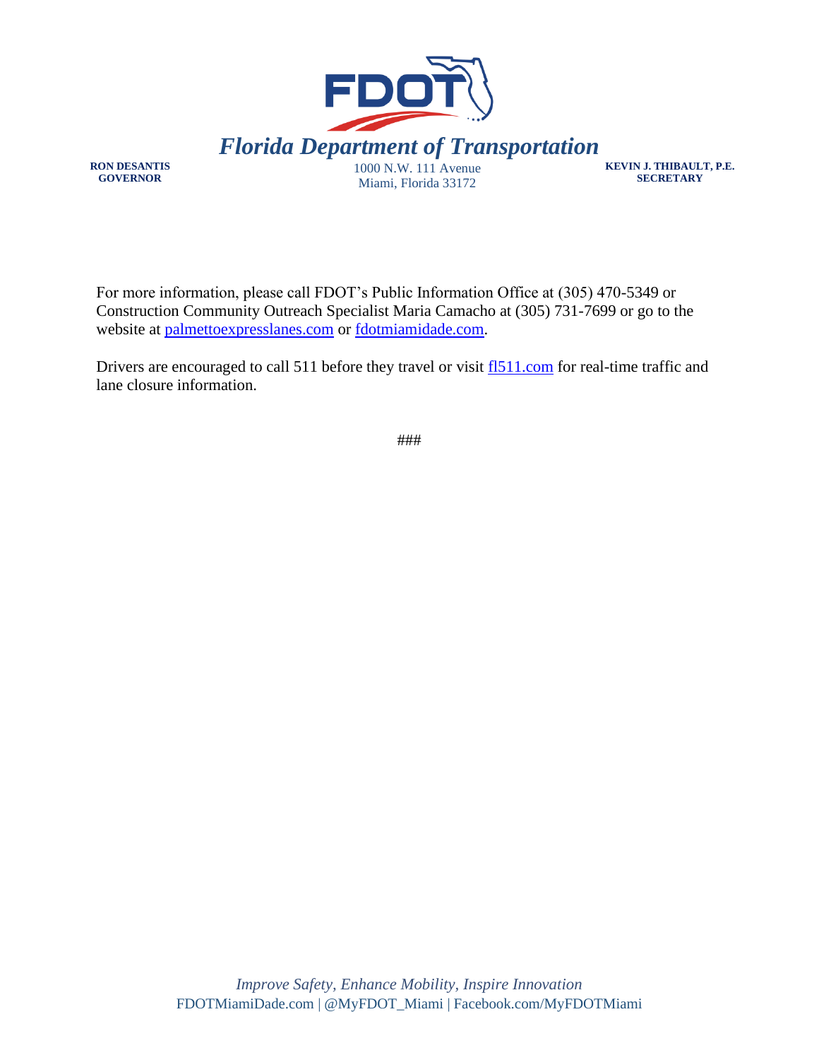**Florida Department of Transportation**

**RON DESANTIS**
**GOVERNOR**

1000 N.W. 111 Avenue
Miami, Florida 33172

**KEVIN J. THIBAULT, P.E.**
**SECRETARY**

For more information, please call FDOT's Public Information Office at (305) 470-5349 or Construction Community Outreach Specialist Maria Camacho at (305) 731-7699 or go to the website at palmettoexpresslanes.com or fdotmiamidade.com.

Drivers are encouraged to call 511 before they travel or visit fl511.com for real-time traffic and lane closure information.

###

*Improve Safety, Enhance Mobility, Inspire Innovation*
FDOTMiamiDade.com | @MyFDOT_Miami | Facebook.com/MyFDOTMiami